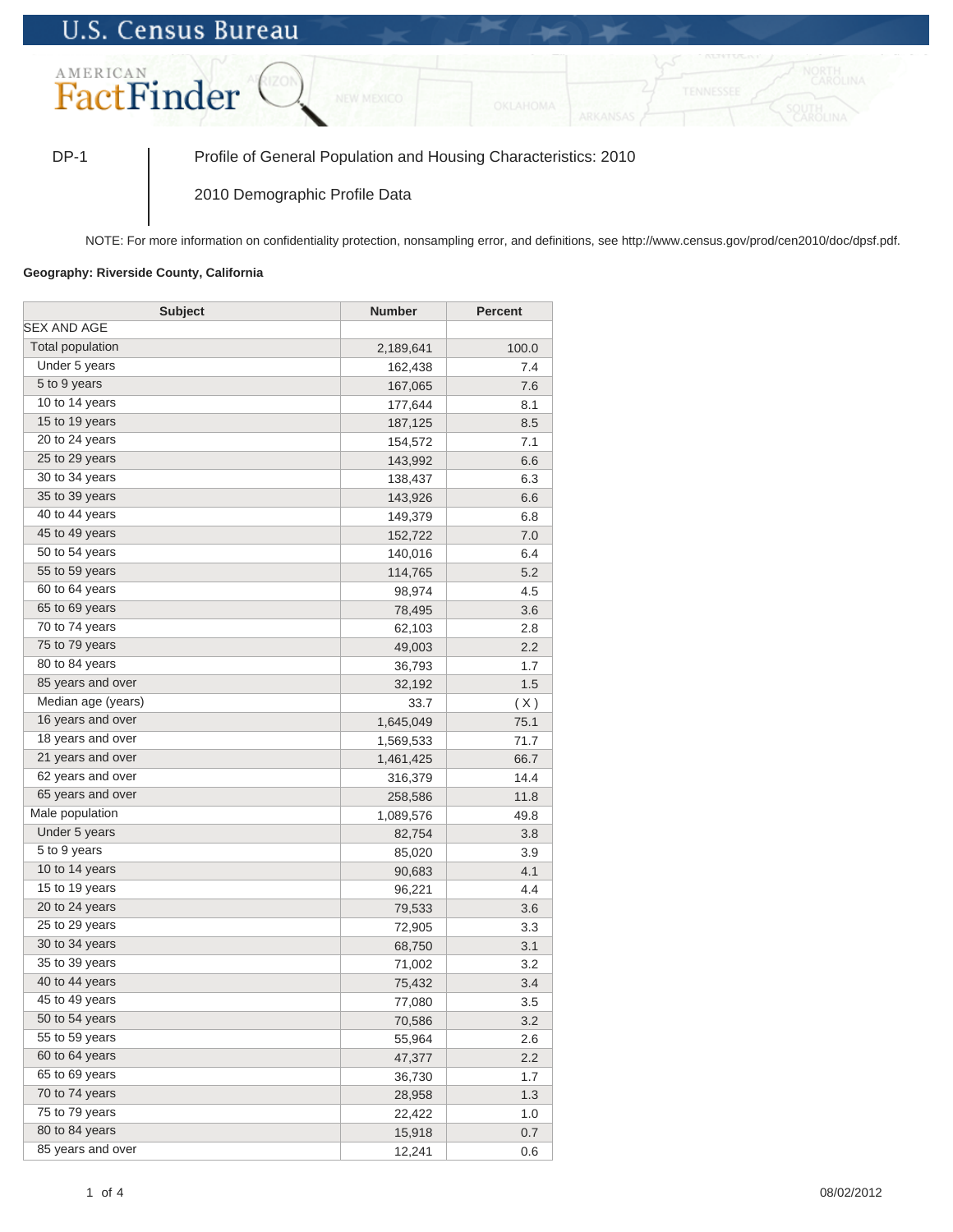U.S. Census Bureau

AMERICAN FactFinder

DP-1 | Profile of General Population and Housing Characteristics: 2010

2010 Demographic Profile Data

NOTE: For more information on confidentiality protection, nonsampling error, and definitions, see http://www.census.gov/prod/cen2010/doc/dpsf.pdf.

**Geography: Riverside County, California**

| Subject | Number | Percent |
|---|---|---|
| SEX AND AGE | | |
| Total population | 2,189,641 | 100.0 |
| Under 5 years | 162,438 | 7.4 |
| 5 to 9 years | 167,065 | 7.6 |
| 10 to 14 years | 177,644 | 8.1 |
| 15 to 19 years | 187,125 | 8.5 |
| 20 to 24 years | 154,572 | 7.1 |
| 25 to 29 years | 143,992 | 6.6 |
| 30 to 34 years | 138,437 | 6.3 |
| 35 to 39 years | 143,926 | 6.6 |
| 40 to 44 years | 149,379 | 6.8 |
| 45 to 49 years | 152,722 | 7.0 |
| 50 to 54 years | 140,016 | 6.4 |
| 55 to 59 years | 114,765 | 5.2 |
| 60 to 64 years | 98,974 | 4.5 |
| 65 to 69 years | 78,495 | 3.6 |
| 70 to 74 years | 62,103 | 2.8 |
| 75 to 79 years | 49,003 | 2.2 |
| 80 to 84 years | 36,793 | 1.7 |
| 85 years and over | 32,192 | 1.5 |
| Median age (years) | 33.7 | ( X ) |
| 16 years and over | 1,645,049 | 75.1 |
| 18 years and over | 1,569,533 | 71.7 |
| 21 years and over | 1,461,425 | 66.7 |
| 62 years and over | 316,379 | 14.4 |
| 65 years and over | 258,586 | 11.8 |
| Male population | 1,089,576 | 49.8 |
| Under 5 years | 82,754 | 3.8 |
| 5 to 9 years | 85,020 | 3.9 |
| 10 to 14 years | 90,683 | 4.1 |
| 15 to 19 years | 96,221 | 4.4 |
| 20 to 24 years | 79,533 | 3.6 |
| 25 to 29 years | 72,905 | 3.3 |
| 30 to 34 years | 68,750 | 3.1 |
| 35 to 39 years | 71,002 | 3.2 |
| 40 to 44 years | 75,432 | 3.4 |
| 45 to 49 years | 77,080 | 3.5 |
| 50 to 54 years | 70,586 | 3.2 |
| 55 to 59 years | 55,964 | 2.6 |
| 60 to 64 years | 47,377 | 2.2 |
| 65 to 69 years | 36,730 | 1.7 |
| 70 to 74 years | 28,958 | 1.3 |
| 75 to 79 years | 22,422 | 1.0 |
| 80 to 84 years | 15,918 | 0.7 |
| 85 years and over | 12,241 | 0.6 |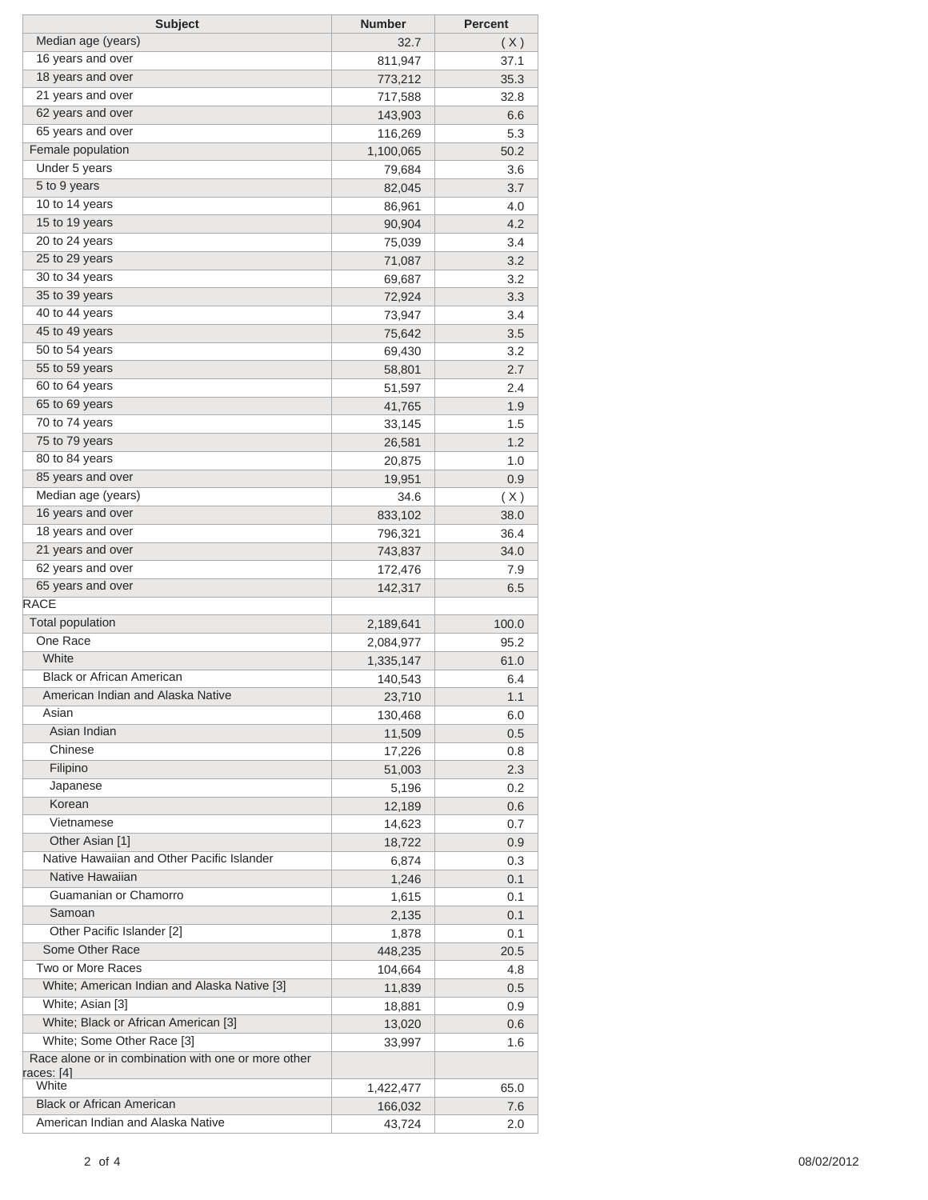| Subject | Number | Percent |
|---|---|---|
| Median age (years) | 32.7 | ( X ) |
| 16 years and over | 811,947 | 37.1 |
| 18 years and over | 773,212 | 35.3 |
| 21 years and over | 717,588 | 32.8 |
| 62 years and over | 143,903 | 6.6 |
| 65 years and over | 116,269 | 5.3 |
| Female population | 1,100,065 | 50.2 |
| Under 5 years | 79,684 | 3.6 |
| 5 to 9 years | 82,045 | 3.7 |
| 10 to 14 years | 86,961 | 4.0 |
| 15 to 19 years | 90,904 | 4.2 |
| 20 to 24 years | 75,039 | 3.4 |
| 25 to 29 years | 71,087 | 3.2 |
| 30 to 34 years | 69,687 | 3.2 |
| 35 to 39 years | 72,924 | 3.3 |
| 40 to 44 years | 73,947 | 3.4 |
| 45 to 49 years | 75,642 | 3.5 |
| 50 to 54 years | 69,430 | 3.2 |
| 55 to 59 years | 58,801 | 2.7 |
| 60 to 64 years | 51,597 | 2.4 |
| 65 to 69 years | 41,765 | 1.9 |
| 70 to 74 years | 33,145 | 1.5 |
| 75 to 79 years | 26,581 | 1.2 |
| 80 to 84 years | 20,875 | 1.0 |
| 85 years and over | 19,951 | 0.9 |
| Median age (years) | 34.6 | ( X ) |
| 16 years and over | 833,102 | 38.0 |
| 18 years and over | 796,321 | 36.4 |
| 21 years and over | 743,837 | 34.0 |
| 62 years and over | 172,476 | 7.9 |
| 65 years and over | 142,317 | 6.5 |
| RACE | | |
| Total population | 2,189,641 | 100.0 |
| One Race | 2,084,977 | 95.2 |
| White | 1,335,147 | 61.0 |
| Black or African American | 140,543 | 6.4 |
| American Indian and Alaska Native | 23,710 | 1.1 |
| Asian | 130,468 | 6.0 |
| Asian Indian | 11,509 | 0.5 |
| Chinese | 17,226 | 0.8 |
| Filipino | 51,003 | 2.3 |
| Japanese | 5,196 | 0.2 |
| Korean | 12,189 | 0.6 |
| Vietnamese | 14,623 | 0.7 |
| Other Asian [1] | 18,722 | 0.9 |
| Native Hawaiian and Other Pacific Islander | 6,874 | 0.3 |
| Native Hawaiian | 1,246 | 0.1 |
| Guamanian or Chamorro | 1,615 | 0.1 |
| Samoan | 2,135 | 0.1 |
| Other Pacific Islander [2] | 1,878 | 0.1 |
| Some Other Race | 448,235 | 20.5 |
| Two or More Races | 104,664 | 4.8 |
| White; American Indian and Alaska Native [3] | 11,839 | 0.5 |
| White; Asian [3] | 18,881 | 0.9 |
| White; Black or African American [3] | 13,020 | 0.6 |
| White; Some Other Race [3] | 33,997 | 1.6 |
| Race alone or in combination with one or more other races: [4] | | |
| White | 1,422,477 | 65.0 |
| Black or African American | 166,032 | 7.6 |
| American Indian and Alaska Native | 43,724 | 2.0 |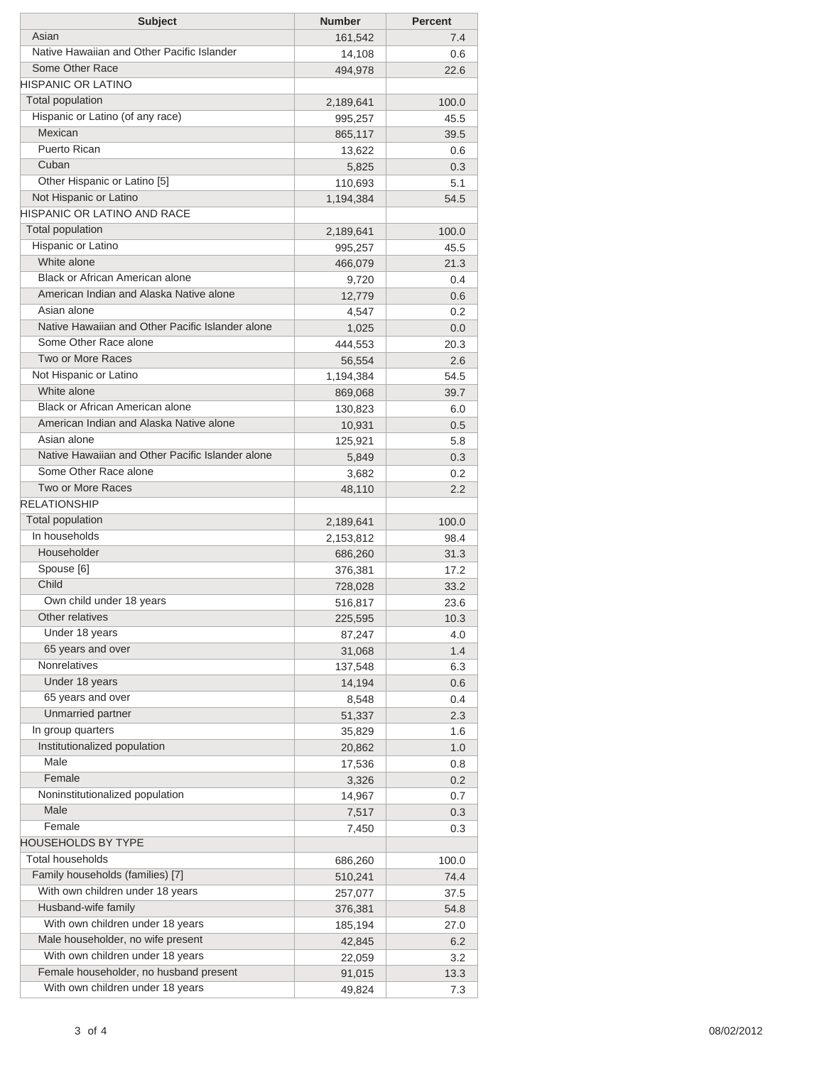| Subject | Number | Percent |
|---|---|---|
| Asian | 161,542 | 7.4 |
| Native Hawaiian and Other Pacific Islander | 14,108 | 0.6 |
| Some Other Race | 494,978 | 22.6 |
| HISPANIC OR LATINO | | |
| Total population | 2,189,641 | 100.0 |
| Hispanic or Latino (of any race) | 995,257 | 45.5 |
| Mexican | 865,117 | 39.5 |
| Puerto Rican | 13,622 | 0.6 |
| Cuban | 5,825 | 0.3 |
| Other Hispanic or Latino [5] | 110,693 | 5.1 |
| Not Hispanic or Latino | 1,194,384 | 54.5 |
| HISPANIC OR LATINO AND RACE | | |
| Total population | 2,189,641 | 100.0 |
| Hispanic or Latino | 995,257 | 45.5 |
| White alone | 466,079 | 21.3 |
| Black or African American alone | 9,720 | 0.4 |
| American Indian and Alaska Native alone | 12,779 | 0.6 |
| Asian alone | 4,547 | 0.2 |
| Native Hawaiian and Other Pacific Islander alone | 1,025 | 0.0 |
| Some Other Race alone | 444,553 | 20.3 |
| Two or More Races | 56,554 | 2.6 |
| Not Hispanic or Latino | 1,194,384 | 54.5 |
| White alone | 869,068 | 39.7 |
| Black or African American alone | 130,823 | 6.0 |
| American Indian and Alaska Native alone | 10,931 | 0.5 |
| Asian alone | 125,921 | 5.8 |
| Native Hawaiian and Other Pacific Islander alone | 5,849 | 0.3 |
| Some Other Race alone | 3,682 | 0.2 |
| Two or More Races | 48,110 | 2.2 |
| RELATIONSHIP | | |
| Total population | 2,189,641 | 100.0 |
| In households | 2,153,812 | 98.4 |
| Householder | 686,260 | 31.3 |
| Spouse [6] | 376,381 | 17.2 |
| Child | 728,028 | 33.2 |
| Own child under 18 years | 516,817 | 23.6 |
| Other relatives | 225,595 | 10.3 |
| Under 18 years | 87,247 | 4.0 |
| 65 years and over | 31,068 | 1.4 |
| Nonrelatives | 137,548 | 6.3 |
| Under 18 years | 14,194 | 0.6 |
| 65 years and over | 8,548 | 0.4 |
| Unmarried partner | 51,337 | 2.3 |
| In group quarters | 35,829 | 1.6 |
| Institutionalized population | 20,862 | 1.0 |
| Male | 17,536 | 0.8 |
| Female | 3,326 | 0.2 |
| Noninstitutionalized population | 14,967 | 0.7 |
| Male | 7,517 | 0.3 |
| Female | 7,450 | 0.3 |
| HOUSEHOLDS BY TYPE | | |
| Total households | 686,260 | 100.0 |
| Family households (families) [7] | 510,241 | 74.4 |
| With own children under 18 years | 257,077 | 37.5 |
| Husband-wife family | 376,381 | 54.8 |
| With own children under 18 years | 185,194 | 27.0 |
| Male householder, no wife present | 42,845 | 6.2 |
| With own children under 18 years | 22,059 | 3.2 |
| Female householder, no husband present | 91,015 | 13.3 |
| With own children under 18 years | 49,824 | 7.3 |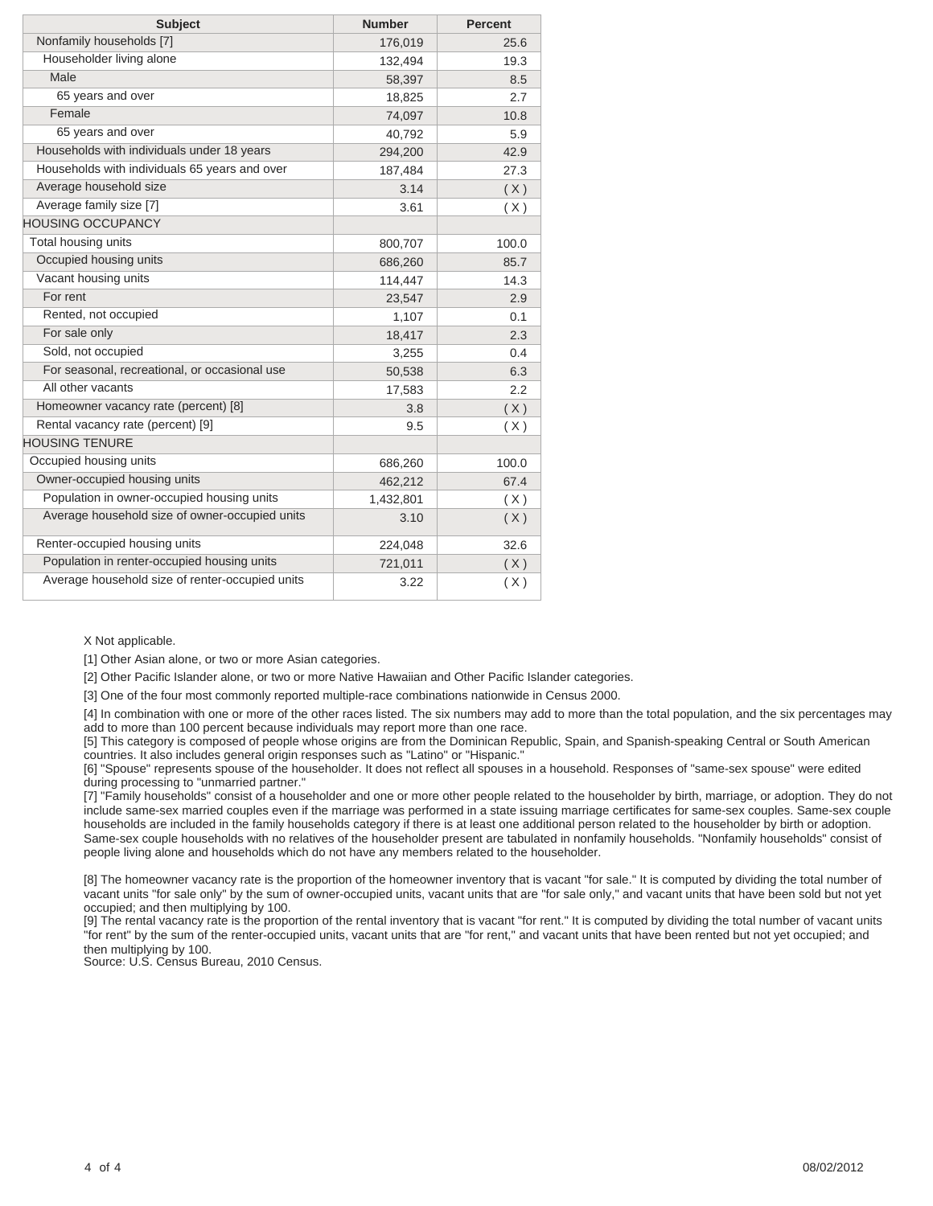| Subject | Number | Percent |
|---|---|---|
| Nonfamily households [7] | 176,019 | 25.6 |
| Householder living alone | 132,494 | 19.3 |
| Male | 58,397 | 8.5 |
| 65 years and over | 18,825 | 2.7 |
| Female | 74,097 | 10.8 |
| 65 years and over | 40,792 | 5.9 |
| Households with individuals under 18 years | 294,200 | 42.9 |
| Households with individuals 65 years and over | 187,484 | 27.3 |
| Average household size | 3.14 | ( X ) |
| Average family size [7] | 3.61 | ( X ) |
| HOUSING OCCUPANCY | | |
| Total housing units | 800,707 | 100.0 |
| Occupied housing units | 686,260 | 85.7 |
| Vacant housing units | 114,447 | 14.3 |
| For rent | 23,547 | 2.9 |
| Rented, not occupied | 1,107 | 0.1 |
| For sale only | 18,417 | 2.3 |
| Sold, not occupied | 3,255 | 0.4 |
| For seasonal, recreational, or occasional use | 50,538 | 6.3 |
| All other vacants | 17,583 | 2.2 |
| Homeowner vacancy rate (percent) [8] | 3.8 | ( X ) |
| Rental vacancy rate (percent) [9] | 9.5 | ( X ) |
| HOUSING TENURE | | |
| Occupied housing units | 686,260 | 100.0 |
| Owner-occupied housing units | 462,212 | 67.4 |
| Population in owner-occupied housing units | 1,432,801 | ( X ) |
| Average household size of owner-occupied units | 3.10 | ( X ) |
| Renter-occupied housing units | 224,048 | 32.6 |
| Population in renter-occupied housing units | 721,011 | ( X ) |
| Average household size of renter-occupied units | 3.22 | ( X ) |

X Not applicable.

[1] Other Asian alone, or two or more Asian categories.

[2] Other Pacific Islander alone, or two or more Native Hawaiian and Other Pacific Islander categories.

[3] One of the four most commonly reported multiple-race combinations nationwide in Census 2000.

[4] In combination with one or more of the other races listed. The six numbers may add to more than the total population, and the six percentages may add to more than 100 percent because individuals may report more than one race.

[5] This category is composed of people whose origins are from the Dominican Republic, Spain, and Spanish-speaking Central or South American countries. It also includes general origin responses such as "Latino" or "Hispanic."

[6] "Spouse" represents spouse of the householder. It does not reflect all spouses in a household. Responses of "same-sex spouse" were edited during processing to "unmarried partner."

[7] "Family households" consist of a householder and one or more other people related to the householder by birth, marriage, or adoption. They do not include same-sex married couples even if the marriage was performed in a state issuing marriage certificates for same-sex couples. Same-sex couple households are included in the family households category if there is at least one additional person related to the householder by birth or adoption. Same-sex couple households with no relatives of the householder present are tabulated in nonfamily households. "Nonfamily households" consist of people living alone and households which do not have any members related to the householder.

[8] The homeowner vacancy rate is the proportion of the homeowner inventory that is vacant "for sale." It is computed by dividing the total number of vacant units "for sale only" by the sum of owner-occupied units, vacant units that are "for sale only," and vacant units that have been sold but not yet occupied; and then multiplying by 100.

[9] The rental vacancy rate is the proportion of the rental inventory that is vacant "for rent." It is computed by dividing the total number of vacant units "for rent" by the sum of the renter-occupied units, vacant units that are "for rent," and vacant units that have been rented but not yet occupied; and then multiplying by 100.

Source: U.S. Census Bureau, 2010 Census.